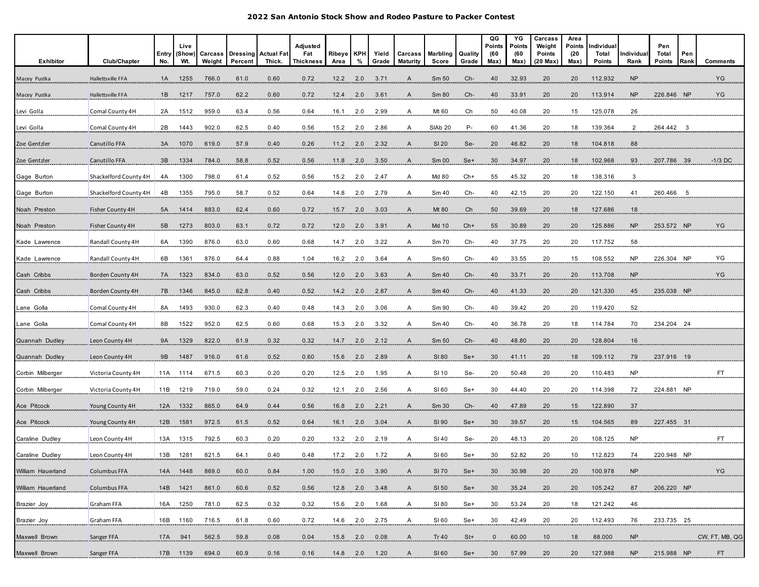# 2022 San Antonio Stock Show and Rodeo Pasture to Packer Contest

| Exhibitor | Club/Chapter | Entry No. | Live (Show) Wt. | Carcass Weight | Dressing Percent | Actual Fat Thick. | Adjusted Fat Thickness | Ribeye Area | KPH % | Yield Grade | Carcass Maturity | Marbling Score | Quality Grade | QG Points (60 Max) | YG Points (60 Max) | Carcass Weight Points (20 Max) | Area Points (20 Max) | Individual Total Points | Individual Rank | Pen Total Points | Pen Rank | Comments |
|---|---|---|---|---|---|---|---|---|---|---|---|---|---|---|---|---|---|---|---|---|---|---|
| Macey Pustka | Hallettsville FFA | 1A | 1255 | 766.0 | 61.0 | 0.60 | 0.72 | 12.2 | 2.0 | 3.71 | A | Sm 50 | Ch- | 40 | 32.93 | 20 | 20 | 112.932 | NP | | | YG |
| Macey Pustka | Hallettsville FFA | 1B | 1217 | 757.0 | 62.2 | 0.60 | 0.72 | 12.4 | 2.0 | 3.61 | A | Sm 80 | Ch- | 40 | 33.91 | 20 | 20 | 113.914 | NP | 226.846 | NP | YG |
| Levi Golla | Comal County 4H | 2A | 1512 | 959.0 | 63.4 | 0.56 | 0.64 | 16.1 | 2.0 | 2.99 | A | Mt 60 | Ch | 50 | 40.08 | 20 | 15 | 125.078 | 26 | | | |
| Levi Golla | Comal County 4H | 2B | 1443 | 902.0 | 62.5 | 0.40 | 0.56 | 15.2 | 2.0 | 2.86 | A | SlAb 20 | P- | 60 | 41.36 | 20 | 18 | 139.364 | 2 | 264.442 | 3 | |
| Zoe Gentzler | Canutillo FFA | 3A | 1070 | 619.0 | 57.9 | 0.40 | 0.26 | 11.2 | 2.0 | 2.32 | A | Sl 20 | Se- | 20 | 46.82 | 20 | 18 | 104.818 | 88 | | | |
| Zoe Gentzler | Canutillo FFA | 3B | 1334 | 784.0 | 58.8 | 0.52 | 0.56 | 11.8 | 2.0 | 3.50 | A | Sm 00 | Se+ | 30 | 34.97 | 20 | 18 | 102.968 | 93 | 207.786 | 39 | -1/3 DC |
| Gage Burton | Shackelford County 4H | 4A | 1300 | 798.0 | 61.4 | 0.52 | 0.56 | 15.2 | 2.0 | 2.47 | A | Md 80 | Ch+ | 55 | 45.32 | 20 | 18 | 138.316 | 3 | | | |
| Gage Burton | Shackelford County 4H | 4B | 1355 | 795.0 | 58.7 | 0.52 | 0.64 | 14.8 | 2.0 | 2.79 | A | Sm 40 | Ch- | 40 | 42.15 | 20 | 20 | 122.150 | 41 | 260.466 | 5 | |
| Noah Preston | Fisher County 4H | 5A | 1414 | 883.0 | 62.4 | 0.60 | 0.72 | 15.7 | 2.0 | 3.03 | A | Mt 80 | Ch | 50 | 39.69 | 20 | 18 | 127.686 | 18 | | | |
| Noah Preston | Fisher County 4H | 5B | 1273 | 803.0 | 63.1 | 0.72 | 0.72 | 12.0 | 2.0 | 3.91 | A | Md 10 | Ch+ | 55 | 30.89 | 20 | 20 | 125.886 | NP | 253.572 | NP | YG |
| Kade Lawrence | Randall County 4H | 6A | 1390 | 876.0 | 63.0 | 0.60 | 0.68 | 14.7 | 2.0 | 3.22 | A | Sm 70 | Ch- | 40 | 37.75 | 20 | 20 | 117.752 | 58 | | | |
| Kade Lawrence | Randall County 4H | 6B | 1361 | 876.0 | 64.4 | 0.88 | 1.04 | 16.2 | 2.0 | 3.64 | A | Sm 60 | Ch- | 40 | 33.55 | 20 | 15 | 108.552 | NP | 226.304 | NP | YG |
| Cash Cribbs | Borden County 4H | 7A | 1323 | 834.0 | 63.0 | 0.52 | 0.56 | 12.0 | 2.0 | 3.63 | A | Sm 40 | Ch- | 40 | 33.71 | 20 | 20 | 113.708 | NP | | | YG |
| Cash Cribbs | Borden County 4H | 7B | 1346 | 845.0 | 62.8 | 0.40 | 0.52 | 14.2 | 2.0 | 2.87 | A | Sm 40 | Ch- | 40 | 41.33 | 20 | 20 | 121.330 | 45 | 235.038 | NP | |
| Lane Golla | Comal County 4H | 8A | 1493 | 930.0 | 62.3 | 0.40 | 0.48 | 14.3 | 2.0 | 3.06 | A | Sm 90 | Ch- | 40 | 39.42 | 20 | 20 | 119.420 | 52 | | | |
| Lane Golla | Comal County 4H | 8B | 1522 | 952.0 | 62.5 | 0.60 | 0.68 | 15.3 | 2.0 | 3.32 | A | Sm 40 | Ch- | 40 | 36.78 | 20 | 18 | 114.784 | 70 | 234.204 | 24 | |
| Quannah Dudley | Leon County 4H | 9A | 1329 | 822.0 | 61.9 | 0.32 | 0.32 | 14.7 | 2.0 | 2.12 | A | Sm 50 | Ch- | 40 | 48.80 | 20 | 20 | 128.804 | 16 | | | |
| Quannah Dudley | Leon County 4H | 9B | 1487 | 916.0 | 61.6 | 0.52 | 0.60 | 15.6 | 2.0 | 2.89 | A | Sl 80 | Se+ | 30 | 41.11 | 20 | 18 | 109.112 | 79 | 237.916 | 19 | |
| Corbin Milberger | Victoria County 4H | 11A | 1114 | 671.5 | 60.3 | 0.20 | 0.20 | 12.5 | 2.0 | 1.95 | A | Sl 10 | Se- | 20 | 50.48 | 20 | 20 | 110.483 | NP | | | FT |
| Corbin Milberger | Victoria County 4H | 11B | 1219 | 719.0 | 59.0 | 0.24 | 0.32 | 12.1 | 2.0 | 2.56 | A | Sl 60 | Se+ | 30 | 44.40 | 20 | 20 | 114.398 | 72 | 224.881 | NP | |
| Ace Pitcock | Young County 4H | 12A | 1332 | 865.0 | 64.9 | 0.44 | 0.56 | 16.8 | 2.0 | 2.21 | A | Sm 30 | Ch- | 40 | 47.89 | 20 | 15 | 122.890 | 37 | | | |
| Ace Pitcock | Young County 4H | 12B | 1581 | 972.5 | 61.5 | 0.52 | 0.64 | 16.1 | 2.0 | 3.04 | A | Sl 90 | Se+ | 30 | 39.57 | 20 | 15 | 104.565 | 89 | 227.455 | 31 | |
| Caraline Dudley | Leon County 4H | 13A | 1315 | 792.5 | 60.3 | 0.20 | 0.20 | 13.2 | 2.0 | 2.19 | A | Sl 40 | Se- | 20 | 48.13 | 20 | 20 | 108.125 | NP | | | FT |
| Caraline Dudley | Leon County 4H | 13B | 1281 | 821.5 | 64.1 | 0.40 | 0.48 | 17.2 | 2.0 | 1.72 | A | Sl 60 | Se+ | 30 | 52.82 | 20 | 10 | 112.823 | 74 | 220.948 | NP | |
| William Hauerland | Columbus FFA | 14A | 1448 | 869.0 | 60.0 | 0.84 | 1.00 | 15.0 | 2.0 | 3.90 | A | Sl 70 | Se+ | 30 | 30.98 | 20 | 20 | 100.978 | NP | | | YG |
| William Hauerland | Columbus FFA | 14B | 1421 | 861.0 | 60.6 | 0.52 | 0.56 | 12.8 | 2.0 | 3.48 | A | Sl 50 | Se+ | 30 | 35.24 | 20 | 20 | 105.242 | 87 | 206.220 | NP | |
| Brazier Joy | Graham FFA | 16A | 1250 | 781.0 | 62.5 | 0.32 | 0.32 | 15.6 | 2.0 | 1.68 | A | Sl 80 | Se+ | 30 | 53.24 | 20 | 18 | 121.242 | 46 | | | |
| Brazier Joy | Graham FFA | 16B | 1160 | 716.5 | 61.8 | 0.60 | 0.72 | 14.6 | 2.0 | 2.75 | A | Sl 60 | Se+ | 30 | 42.49 | 20 | 20 | 112.493 | 76 | 233.735 | 25 | |
| Maxwell Brown | Sanger FFA | 17A | 941 | 562.5 | 59.8 | 0.08 | 0.04 | 15.8 | 2.0 | 0.08 | A | Tr 40 | St+ | 0 | 60.00 | 10 | 18 | 88.000 | NP | | | CW, FT, MB, QG |
| Maxwell Brown | Sanger FFA | 17B | 1139 | 694.0 | 60.9 | 0.16 | 0.16 | 14.8 | 2.0 | 1.20 | A | Sl 60 | Se+ | 30 | 57.99 | 20 | 20 | 127.988 | NP | 215.988 | NP | FT |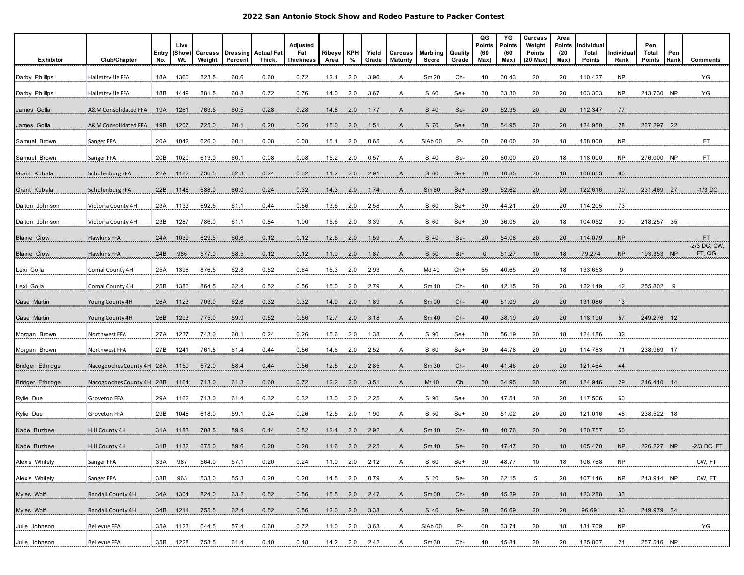# 2022 San Antonio Stock Show and Rodeo Pasture to Packer Contest

| Exhibitor | Club/Chapter | Entry No. | Live (Show) Wt. | Carcass Weight | Dressing Percent | Actual Fat Thick. | Adjusted Fat Thickness | Ribeye Area | KPH % | Yield Grade | Carcass Maturity | Marbling Score | Quality Grade | QG Points (60 Max) | YG Points (60 Max) | Carcass Weight Points (20 Max) | Area Points (20 Max) | Individual Total Points | Individual Rank | Pen Total Points | Pen Rank | Comments |
|---|---|---|---|---|---|---|---|---|---|---|---|---|---|---|---|---|---|---|---|---|---|---|
| Darby Phillips | Hallettsville FFA | 18A | 1360 | 823.5 | 60.6 | 0.60 | 0.72 | 12.1 | 2.0 | 3.96 | A | Sm 20 | Ch- | 40 | 30.43 | 20 | 20 | 110.427 | NP | | | YG |
| Darby Phillips | Hallettsville FFA | 18B | 1449 | 881.5 | 60.8 | 0.72 | 0.76 | 14.0 | 2.0 | 3.67 | A | Sl 60 | Se+ | 30 | 33.30 | 20 | 20 | 103.303 | NP | 213.730 | NP | YG |
| James Golla | A&M Consolidated FFA | 19A | 1261 | 763.5 | 60.5 | 0.28 | 0.28 | 14.8 | 2.0 | 1.77 | A | Sl 40 | Se- | 20 | 52.35 | 20 | 20 | 112.347 | 77 | | | |
| James Golla | A&M Consolidated FFA | 19B | 1207 | 725.0 | 60.1 | 0.20 | 0.26 | 15.0 | 2.0 | 1.51 | A | Sl 70 | Se+ | 30 | 54.95 | 20 | 20 | 124.950 | 28 | 237.297 | 22 | |
| Samuel Brown | Sanger FFA | 20A | 1042 | 626.0 | 60.1 | 0.08 | 0.08 | 15.1 | 2.0 | 0.65 | A | SlAb 00 | P- | 60 | 60.00 | 20 | 18 | 158.000 | NP | | | FT |
| Samuel Brown | Sanger FFA | 20B | 1020 | 613.0 | 60.1 | 0.08 | 0.08 | 15.2 | 2.0 | 0.57 | A | Sl 40 | Se- | 20 | 60.00 | 20 | 18 | 118.000 | NP | 276.000 | NP | FT |
| Grant Kubala | Schulenburg FFA | 22A | 1182 | 736.5 | 62.3 | 0.24 | 0.32 | 11.2 | 2.0 | 2.91 | A | Sl 60 | Se+ | 30 | 40.85 | 20 | 18 | 108.853 | 80 | | | |
| Grant Kubala | Schulenburg FFA | 22B | 1146 | 688.0 | 60.0 | 0.24 | 0.32 | 14.3 | 2.0 | 1.74 | A | Sm 60 | Se+ | 30 | 52.62 | 20 | 20 | 122.616 | 39 | 231.469 | 27 | -1/3 DC |
| Dalton Johnson | Victoria County 4H | 23A | 1133 | 692.5 | 61.1 | 0.44 | 0.56 | 13.6 | 2.0 | 2.58 | A | Sl 60 | Se+ | 30 | 44.21 | 20 | 20 | 114.205 | 73 | | | |
| Dalton Johnson | Victoria County 4H | 23B | 1287 | 786.0 | 61.1 | 0.84 | 1.00 | 15.6 | 2.0 | 3.39 | A | Sl 60 | Se+ | 30 | 36.05 | 20 | 18 | 104.052 | 90 | 218.257 | 35 | |
| Blaine Crow | Hawkins FFA | 24A | 1039 | 629.5 | 60.6 | 0.12 | 0.12 | 12.5 | 2.0 | 1.59 | A | Sl 40 | Se- | 20 | 54.08 | 20 | 20 | 114.079 | NP | | | FT |
| Blaine Crow | Hawkins FFA | 24B | 986 | 577.0 | 58.5 | 0.12 | 0.12 | 11.0 | 2.0 | 1.87 | A | Sl 50 | St+ | 0 | 51.27 | 10 | 18 | 79.274 | NP | 193.353 | NP | -2/3 DC, CW, FT, QG |
| Lexi Golla | Comal County 4H | 25A | 1396 | 876.5 | 62.8 | 0.52 | 0.64 | 15.3 | 2.0 | 2.93 | A | Md 40 | Ch+ | 55 | 40.65 | 20 | 18 | 133.653 | 9 | | | |
| Lexi Golla | Comal County 4H | 25B | 1386 | 864.5 | 62.4 | 0.52 | 0.56 | 15.0 | 2.0 | 2.79 | A | Sm 40 | Ch- | 40 | 42.15 | 20 | 20 | 122.149 | 42 | 255.802 | 9 | |
| Case Martin | Young County 4H | 26A | 1123 | 703.0 | 62.6 | 0.32 | 0.32 | 14.0 | 2.0 | 1.89 | A | Sm 00 | Ch- | 40 | 51.09 | 20 | 20 | 131.086 | 13 | | | |
| Case Martin | Young County 4H | 26B | 1293 | 775.0 | 59.9 | 0.52 | 0.56 | 12.7 | 2.0 | 3.18 | A | Sm 40 | Ch- | 40 | 38.19 | 20 | 20 | 118.190 | 57 | 249.276 | 12 | |
| Morgan Brown | Northwest FFA | 27A | 1237 | 743.0 | 60.1 | 0.24 | 0.26 | 15.6 | 2.0 | 1.38 | A | Sl 90 | Se+ | 30 | 56.19 | 20 | 18 | 124.186 | 32 | | | |
| Morgan Brown | Northwest FFA | 27B | 1241 | 761.5 | 61.4 | 0.44 | 0.56 | 14.6 | 2.0 | 2.52 | A | Sl 60 | Se+ | 30 | 44.78 | 20 | 20 | 114.783 | 71 | 238.969 | 17 | |
| Bridger Ethridge | Nacogdoches County 4H | 28A | 1150 | 672.0 | 58.4 | 0.44 | 0.56 | 12.5 | 2.0 | 2.85 | A | Sm 30 | Ch- | 40 | 41.46 | 20 | 20 | 121.464 | 44 | | | |
| Bridger Ethridge | Nacogdoches County 4H | 28B | 1164 | 713.0 | 61.3 | 0.60 | 0.72 | 12.2 | 2.0 | 3.51 | A | Mt 10 | Ch | 50 | 34.95 | 20 | 20 | 124.946 | 29 | 246.410 | 14 | |
| Rylie Due | Groveton FFA | 29A | 1162 | 713.0 | 61.4 | 0.32 | 0.32 | 13.0 | 2.0 | 2.25 | A | Sl 90 | Se+ | 30 | 47.51 | 20 | 20 | 117.506 | 60 | | | |
| Rylie Due | Groveton FFA | 29B | 1046 | 618.0 | 59.1 | 0.24 | 0.26 | 12.5 | 2.0 | 1.90 | A | Sl 50 | Se+ | 30 | 51.02 | 20 | 20 | 121.016 | 48 | 238.522 | 18 | |
| Kade Buzbee | Hill County 4H | 31A | 1183 | 708.5 | 59.9 | 0.44 | 0.52 | 12.4 | 2.0 | 2.92 | A | Sm 10 | Ch- | 40 | 40.76 | 20 | 20 | 120.757 | 50 | | | |
| Kade Buzbee | Hill County 4H | 31B | 1132 | 675.0 | 59.6 | 0.20 | 0.20 | 11.6 | 2.0 | 2.25 | A | Sm 40 | Se- | 20 | 47.47 | 20 | 18 | 105.470 | NP | 226.227 | NP | -2/3 DC, FT |
| Alexis Whitely | Sanger FFA | 33A | 987 | 564.0 | 57.1 | 0.20 | 0.24 | 11.0 | 2.0 | 2.12 | A | Sl 60 | Se+ | 30 | 48.77 | 10 | 18 | 106.768 | NP | | | CW, FT |
| Alexis Whitely | Sanger FFA | 33B | 963 | 533.0 | 55.3 | 0.20 | 0.20 | 14.5 | 2.0 | 0.79 | A | Sl 20 | Se- | 20 | 62.15 | 5 | 20 | 107.146 | NP | 213.914 | NP | CW, FT |
| Myles Wolf | Randall County 4H | 34A | 1304 | 824.0 | 63.2 | 0.52 | 0.56 | 15.5 | 2.0 | 2.47 | A | Sm 00 | Ch- | 40 | 45.29 | 20 | 18 | 123.288 | 33 | | | |
| Myles Wolf | Randall County 4H | 34B | 1211 | 755.5 | 62.4 | 0.52 | 0.56 | 12.0 | 2.0 | 3.33 | A | Sl 40 | Se- | 20 | 36.69 | 20 | 20 | 96.691 | 96 | 219.979 | 34 | |
| Julie Johnson | Bellevue FFA | 35A | 1123 | 644.5 | 57.4 | 0.60 | 0.72 | 11.0 | 2.0 | 3.63 | A | SlAb 00 | P- | 60 | 33.71 | 20 | 18 | 131.709 | NP | | | YG |
| Julie Johnson | Bellevue FFA | 35B | 1228 | 753.5 | 61.4 | 0.40 | 0.48 | 14.2 | 2.0 | 2.42 | A | Sm 30 | Ch- | 40 | 45.81 | 20 | 20 | 125.807 | 24 | 257.516 | NP | |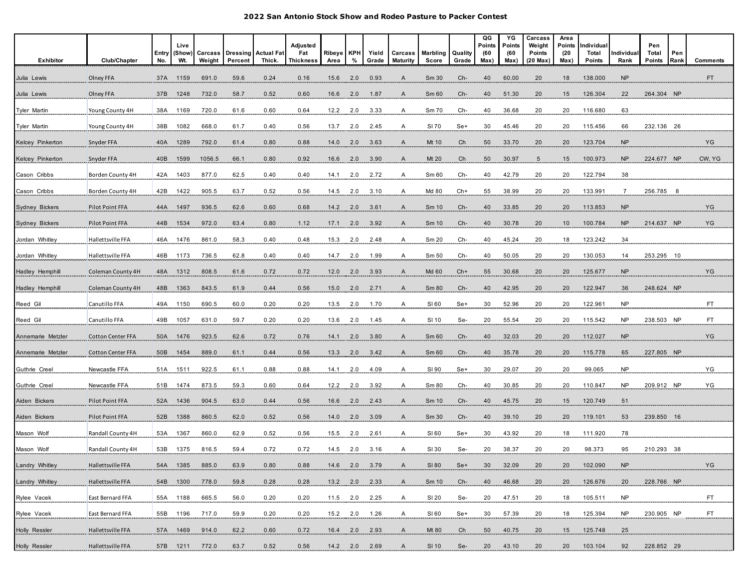# 2022 San Antonio Stock Show and Rodeo Pasture to Packer Contest

| Exhibitor | Club/Chapter | Entry No. | Live (Show) Wt. | Carcass Weight | Dressing Percent | Actual Fat Thick. | Adjusted Fat Thickness | Ribeye Area | KPH % | Yield Grade | Carcass Maturity | Marbling Score | Quality Grade | QG Points (60 Max) | YG Points (60 Max) | Carcass Weight Points (20 Max) | Area Points (20 Max) | Individual Total Points | Individual Rank | Pen Total Points | Pen Rank | Comments |
|---|---|---|---|---|---|---|---|---|---|---|---|---|---|---|---|---|---|---|---|---|---|---|
| Julia Lewis | Olney FFA | 37A | 1159 | 691.0 | 59.6 | 0.24 | 0.16 | 15.6 | 2.0 | 0.93 | A | Sm 30 | Ch- | 40 | 60.00 | 20 | 18 | 138.000 | NP | | | FT |
| Julia Lewis | Olney FFA | 37B | 1248 | 732.0 | 58.7 | 0.52 | 0.60 | 16.6 | 2.0 | 1.87 | A | Sm 60 | Ch- | 40 | 51.30 | 20 | 15 | 126.304 | 22 | 264.304 | NP | |
| Tyler Martin | Young County 4H | 38A | 1169 | 720.0 | 61.6 | 0.60 | 0.64 | 12.2 | 2.0 | 3.33 | A | Sm 70 | Ch- | 40 | 36.68 | 20 | 20 | 116.680 | 63 | | | |
| Tyler Martin | Young County 4H | 38B | 1082 | 668.0 | 61.7 | 0.40 | 0.56 | 13.7 | 2.0 | 2.45 | A | Sl 70 | Se+ | 30 | 45.46 | 20 | 20 | 115.456 | 66 | 232.136 | 26 | |
| Kelcey Pinkerton | Snyder FFA | 40A | 1289 | 792.0 | 61.4 | 0.80 | 0.88 | 14.0 | 2.0 | 3.63 | A | Mt 10 | Ch | 50 | 33.70 | 20 | 20 | 123.704 | NP | | | YG |
| Kelcey Pinkerton | Snyder FFA | 40B | 1599 | 1056.5 | 66.1 | 0.80 | 0.92 | 16.6 | 2.0 | 3.90 | A | Mt 20 | Ch | 50 | 30.97 | 5 | 15 | 100.973 | NP | 224.677 | NP | CW, YG |
| Cason Cribbs | Borden County 4H | 42A | 1403 | 877.0 | 62.5 | 0.40 | 0.40 | 14.1 | 2.0 | 2.72 | A | Sm 60 | Ch- | 40 | 42.79 | 20 | 20 | 122.794 | 38 | | | |
| Cason Cribbs | Borden County 4H | 42B | 1422 | 905.5 | 63.7 | 0.52 | 0.56 | 14.5 | 2.0 | 3.10 | A | Md 80 | Ch+ | 55 | 38.99 | 20 | 20 | 133.991 | 7 | 256.785 | 8 | |
| Sydney Bickers | Pilot Point FFA | 44A | 1497 | 936.5 | 62.6 | 0.60 | 0.68 | 14.2 | 2.0 | 3.61 | A | Sm 10 | Ch- | 40 | 33.85 | 20 | 20 | 113.853 | NP | | | YG |
| Sydney Bickers | Pilot Point FFA | 44B | 1534 | 972.0 | 63.4 | 0.80 | 1.12 | 17.1 | 2.0 | 3.92 | A | Sm 10 | Ch- | 40 | 30.78 | 20 | 10 | 100.784 | NP | 214.637 | NP | YG |
| Jordan Whitley | Hallettsville FFA | 46A | 1476 | 861.0 | 58.3 | 0.40 | 0.48 | 15.3 | 2.0 | 2.48 | A | Sm 20 | Ch- | 40 | 45.24 | 20 | 18 | 123.242 | 34 | | | |
| Jordan Whitley | Hallettsville FFA | 46B | 1173 | 736.5 | 62.8 | 0.40 | 0.40 | 14.7 | 2.0 | 1.99 | A | Sm 50 | Ch- | 40 | 50.05 | 20 | 20 | 130.053 | 14 | 253.295 | 10 | |
| Hadley Hemphill | Coleman County 4H | 48A | 1312 | 808.5 | 61.6 | 0.72 | 0.72 | 12.0 | 2.0 | 3.93 | A | Md 60 | Ch+ | 55 | 30.68 | 20 | 20 | 125.677 | NP | | | YG |
| Hadley Hemphill | Coleman County 4H | 48B | 1363 | 843.5 | 61.9 | 0.44 | 0.56 | 15.0 | 2.0 | 2.71 | A | Sm 80 | Ch- | 40 | 42.95 | 20 | 20 | 122.947 | 36 | 248.624 | NP | |
| Reed Gil | Canutillo FFA | 49A | 1150 | 690.5 | 60.0 | 0.20 | 0.20 | 13.5 | 2.0 | 1.70 | A | Sl 60 | Se+ | 30 | 52.96 | 20 | 20 | 122.961 | NP | | | FT |
| Reed Gil | Canutillo FFA | 49B | 1057 | 631.0 | 59.7 | 0.20 | 0.20 | 13.6 | 2.0 | 1.45 | A | Sl 10 | Se- | 20 | 55.54 | 20 | 20 | 115.542 | NP | 238.503 | NP | FT |
| Annemarie Metzler | Cotton Center FFA | 50A | 1476 | 923.5 | 62.6 | 0.72 | 0.76 | 14.1 | 2.0 | 3.80 | A | Sm 60 | Ch- | 40 | 32.03 | 20 | 20 | 112.027 | NP | | | YG |
| Annemarie Metzler | Cotton Center FFA | 50B | 1454 | 889.0 | 61.1 | 0.44 | 0.56 | 13.3 | 2.0 | 3.42 | A | Sm 60 | Ch- | 40 | 35.78 | 20 | 20 | 115.778 | 65 | 227.805 | NP | |
| Guthrie Creel | Newcastle FFA | 51A | 1511 | 922.5 | 61.1 | 0.88 | 0.88 | 14.1 | 2.0 | 4.09 | A | Sl 90 | Se+ | 30 | 29.07 | 20 | 20 | 99.065 | NP | | | YG |
| Guthrie Creel | Newcastle FFA | 51B | 1474 | 873.5 | 59.3 | 0.60 | 0.64 | 12.2 | 2.0 | 3.92 | A | Sm 80 | Ch- | 40 | 30.85 | 20 | 20 | 110.847 | NP | 209.912 | NP | YG |
| Aiden Bickers | Pilot Point FFA | 52A | 1436 | 904.5 | 63.0 | 0.44 | 0.56 | 16.6 | 2.0 | 2.43 | A | Sm 10 | Ch- | 40 | 45.75 | 20 | 15 | 120.749 | 51 | | | |
| Aiden Bickers | Pilot Point FFA | 52B | 1388 | 860.5 | 62.0 | 0.52 | 0.56 | 14.0 | 2.0 | 3.09 | A | Sm 30 | Ch- | 40 | 39.10 | 20 | 20 | 119.101 | 53 | 239.850 | 16 | |
| Mason Wolf | Randall County 4H | 53A | 1367 | 860.0 | 62.9 | 0.52 | 0.56 | 15.5 | 2.0 | 2.61 | A | Sl 60 | Se+ | 30 | 43.92 | 20 | 18 | 111.920 | 78 | | | |
| Mason Wolf | Randall County 4H | 53B | 1375 | 816.5 | 59.4 | 0.72 | 0.72 | 14.5 | 2.0 | 3.16 | A | Sl 30 | Se- | 20 | 38.37 | 20 | 20 | 98.373 | 95 | 210.293 | 38 | |
| Landry Whitley | Hallettsville FFA | 54A | 1385 | 885.0 | 63.9 | 0.80 | 0.88 | 14.6 | 2.0 | 3.79 | A | Sl 80 | Se+ | 30 | 32.09 | 20 | 20 | 102.090 | NP | | | YG |
| Landry Whitley | Hallettsville FFA | 54B | 1300 | 778.0 | 59.8 | 0.28 | 0.28 | 13.2 | 2.0 | 2.33 | A | Sm 10 | Ch- | 40 | 46.68 | 20 | 20 | 126.676 | 20 | 228.766 | NP | |
| Rylee Vacek | East Bernard FFA | 55A | 1188 | 665.5 | 56.0 | 0.20 | 0.20 | 11.5 | 2.0 | 2.25 | A | Sl 20 | Se- | 20 | 47.51 | 20 | 18 | 105.511 | NP | | | FT |
| Rylee Vacek | East Bernard FFA | 55B | 1196 | 717.0 | 59.9 | 0.20 | 0.20 | 15.2 | 2.0 | 1.26 | A | Sl 60 | Se+ | 30 | 57.39 | 20 | 18 | 125.394 | NP | 230.905 | NP | FT |
| Holly Ressler | Hallettsville FFA | 57A | 1469 | 914.0 | 62.2 | 0.60 | 0.72 | 16.4 | 2.0 | 2.93 | A | Mt 80 | Ch | 50 | 40.75 | 20 | 15 | 125.748 | 25 | | | |
| Holly Ressler | Hallettsville FFA | 57B | 1211 | 772.0 | 63.7 | 0.52 | 0.56 | 14.2 | 2.0 | 2.69 | A | Sl 10 | Se- | 20 | 43.10 | 20 | 20 | 103.104 | 92 | 228.852 | 29 | |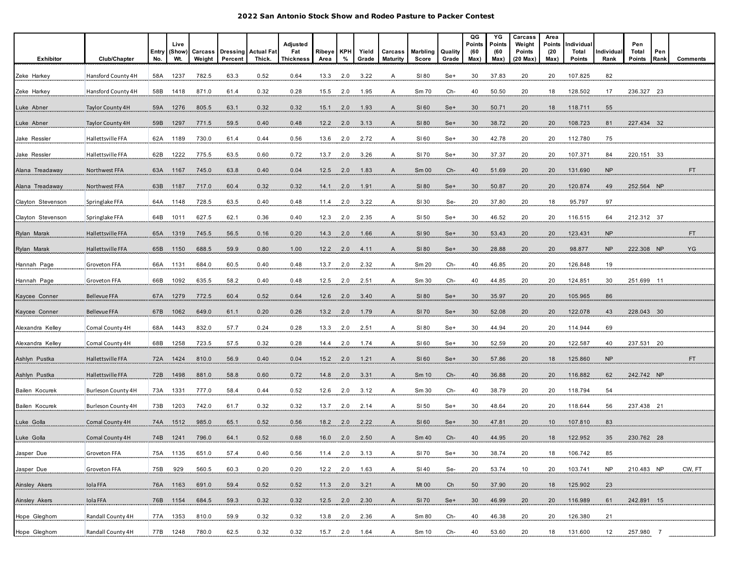# 2022 San Antonio Stock Show and Rodeo Pasture to Packer Contest

| Exhibitor | Club/Chapter | Entry No. | Live (Show) Wt. | Carcass Weight | Dressing Percent | Actual Fat Thick. | Adjusted Fat Thickness | Ribeye Area | KPH % | Yield Grade | Carcass Maturity | Marbling Score | Quality Grade | QG Points (60 Max) | YG Points (60 Max) | Carcass Weight Points (20 Max) | Area Points (20 Max) | Individual Total Points | Individual Rank | Pen Total Points | Pen Rank | Comments |
|---|---|---|---|---|---|---|---|---|---|---|---|---|---|---|---|---|---|---|---|---|---|---|
| Zeke Harkey | Hansford County 4H | 58A | 1237 | 782.5 | 63.3 | 0.52 | 0.64 | 13.3 | 2.0 | 3.22 | A | Sl 80 | Se+ | 30 | 37.83 | 20 | 20 | 107.825 | 82 | | | |
| Zeke Harkey | Hansford County 4H | 58B | 1418 | 871.0 | 61.4 | 0.32 | 0.28 | 15.5 | 2.0 | 1.95 | A | Sm 70 | Ch- | 40 | 50.50 | 20 | 18 | 128.502 | 17 | 236.327 | 23 | |
| Luke Abner | Taylor County 4H | 59A | 1276 | 805.5 | 63.1 | 0.32 | 0.32 | 15.1 | 2.0 | 1.93 | A | Sl 60 | Se+ | 30 | 50.71 | 20 | 18 | 118.711 | 55 | | | |
| Luke Abner | Taylor County 4H | 59B | 1297 | 771.5 | 59.5 | 0.40 | 0.48 | 12.2 | 2.0 | 3.13 | A | Sl 80 | Se+ | 30 | 38.72 | 20 | 20 | 108.723 | 81 | 227.434 | 32 | |
| Jake Ressler | Hallettsville FFA | 62A | 1189 | 730.0 | 61.4 | 0.44 | 0.56 | 13.6 | 2.0 | 2.72 | A | Sl 60 | Se+ | 30 | 42.78 | 20 | 20 | 112.780 | 75 | | | |
| Jake Ressler | Hallettsville FFA | 62B | 1222 | 775.5 | 63.5 | 0.60 | 0.72 | 13.7 | 2.0 | 3.26 | A | Sl 70 | Se+ | 30 | 37.37 | 20 | 20 | 107.371 | 84 | 220.151 | 33 | |
| Alana Treadaway | Northwest FFA | 63A | 1167 | 745.0 | 63.8 | 0.40 | 0.04 | 12.5 | 2.0 | 1.83 | A | Sm 00 | Ch- | 40 | 51.69 | 20 | 20 | 131.690 | NP | | | FT |
| Alana Treadaway | Northwest FFA | 63B | 1187 | 717.0 | 60.4 | 0.32 | 0.32 | 14.1 | 2.0 | 1.91 | A | Sl 80 | Se+ | 30 | 50.87 | 20 | 20 | 120.874 | 49 | 252.564 | NP | |
| Clayton Stevenson | Springlake FFA | 64A | 1148 | 728.5 | 63.5 | 0.40 | 0.48 | 11.4 | 2.0 | 3.22 | A | Sl 30 | Se- | 20 | 37.80 | 20 | 18 | 95.797 | 97 | | | |
| Clayton Stevenson | Springlake FFA | 64B | 1011 | 627.5 | 62.1 | 0.36 | 0.40 | 12.3 | 2.0 | 2.35 | A | Sl 50 | Se+ | 30 | 46.52 | 20 | 20 | 116.515 | 64 | 212.312 | 37 | |
| Rylan Marak | Hallettsville FFA | 65A | 1319 | 745.5 | 56.5 | 0.16 | 0.20 | 14.3 | 2.0 | 1.66 | A | Sl 90 | Se+ | 30 | 53.43 | 20 | 20 | 123.431 | NP | | | FT |
| Rylan Marak | Hallettsville FFA | 65B | 1150 | 688.5 | 59.9 | 0.80 | 1.00 | 12.2 | 2.0 | 4.11 | A | Sl 80 | Se+ | 30 | 28.88 | 20 | 20 | 98.877 | NP | 222.308 | NP | YG |
| Hannah Page | Groveton FFA | 66A | 1131 | 684.0 | 60.5 | 0.40 | 0.48 | 13.7 | 2.0 | 2.32 | A | Sm 20 | Ch- | 40 | 46.85 | 20 | 20 | 126.848 | 19 | | | |
| Hannah Page | Groveton FFA | 66B | 1092 | 635.5 | 58.2 | 0.40 | 0.48 | 12.5 | 2.0 | 2.51 | A | Sm 30 | Ch- | 40 | 44.85 | 20 | 20 | 124.851 | 30 | 251.699 | 11 | |
| Kaycee Conner | Bellevue FFA | 67A | 1279 | 772.5 | 60.4 | 0.52 | 0.64 | 12.6 | 2.0 | 3.40 | A | Sl 80 | Se+ | 30 | 35.97 | 20 | 20 | 105.965 | 86 | | | |
| Kaycee Conner | Bellevue FFA | 67B | 1062 | 649.0 | 61.1 | 0.20 | 0.26 | 13.2 | 2.0 | 1.79 | A | Sl 70 | Se+ | 30 | 52.08 | 20 | 20 | 122.078 | 43 | 228.043 | 30 | |
| Alexandra Kelley | Comal County 4H | 68A | 1443 | 832.0 | 57.7 | 0.24 | 0.28 | 13.3 | 2.0 | 2.51 | A | Sl 80 | Se+ | 30 | 44.94 | 20 | 20 | 114.944 | 69 | | | |
| Alexandra Kelley | Comal County 4H | 68B | 1258 | 723.5 | 57.5 | 0.32 | 0.28 | 14.4 | 2.0 | 1.74 | A | Sl 60 | Se+ | 30 | 52.59 | 20 | 20 | 122.587 | 40 | 237.531 | 20 | |
| Ashlyn Pustka | Hallettsville FFA | 72A | 1424 | 810.0 | 56.9 | 0.40 | 0.04 | 15.2 | 2.0 | 1.21 | A | Sl 60 | Se+ | 30 | 57.86 | 20 | 18 | 125.860 | NP | | | FT |
| Ashlyn Pustka | Hallettsville FFA | 72B | 1498 | 881.0 | 58.8 | 0.60 | 0.72 | 14.8 | 2.0 | 3.31 | A | Sm 10 | Ch- | 40 | 36.88 | 20 | 20 | 116.882 | 62 | 242.742 | NP | |
| Bailen Kocurek | Burleson County 4H | 73A | 1331 | 777.0 | 58.4 | 0.44 | 0.52 | 12.6 | 2.0 | 3.12 | A | Sm 30 | Ch- | 40 | 38.79 | 20 | 20 | 118.794 | 54 | | | |
| Bailen Kocurek | Burleson County 4H | 73B | 1203 | 742.0 | 61.7 | 0.32 | 0.32 | 13.7 | 2.0 | 2.14 | A | Sl 50 | Se+ | 30 | 48.64 | 20 | 20 | 118.644 | 56 | 237.438 | 21 | |
| Luke Golla | Comal County 4H | 74A | 1512 | 985.0 | 65.1 | 0.52 | 0.56 | 18.2 | 2.0 | 2.22 | A | Sl 60 | Se+ | 30 | 47.81 | 20 | 10 | 107.810 | 83 | | | |
| Luke Golla | Comal County 4H | 74B | 1241 | 796.0 | 64.1 | 0.52 | 0.68 | 16.0 | 2.0 | 2.50 | A | Sm 40 | Ch- | 40 | 44.95 | 20 | 18 | 122.952 | 35 | 230.762 | 28 | |
| Jasper Due | Groveton FFA | 75A | 1135 | 651.0 | 57.4 | 0.40 | 0.56 | 11.4 | 2.0 | 3.13 | A | Sl 70 | Se+ | 30 | 38.74 | 20 | 18 | 106.742 | 85 | | | |
| Jasper Due | Groveton FFA | 75B | 929 | 560.5 | 60.3 | 0.20 | 0.20 | 12.2 | 2.0 | 1.63 | A | Sl 40 | Se- | 20 | 53.74 | 10 | 20 | 103.741 | NP | 210.483 | NP | CW, FT |
| Ainsley Akers | Iola FFA | 76A | 1163 | 691.0 | 59.4 | 0.52 | 0.52 | 11.3 | 2.0 | 3.21 | A | Mt 00 | Ch | 50 | 37.90 | 20 | 18 | 125.902 | 23 | | | |
| Ainsley Akers | Iola FFA | 76B | 1154 | 684.5 | 59.3 | 0.32 | 0.32 | 12.5 | 2.0 | 2.30 | A | Sl 70 | Se+ | 30 | 46.99 | 20 | 20 | 116.989 | 61 | 242.891 | 15 | |
| Hope Gleghorn | Randall County 4H | 77A | 1353 | 810.0 | 59.9 | 0.32 | 0.32 | 13.8 | 2.0 | 2.36 | A | Sm 80 | Ch- | 40 | 46.38 | 20 | 20 | 126.380 | 21 | | | |
| Hope Gleghorn | Randall County 4H | 77B | 1248 | 780.0 | 62.5 | 0.32 | 0.32 | 15.7 | 2.0 | 1.64 | A | Sm 10 | Ch- | 40 | 53.60 | 20 | 18 | 131.600 | 12 | 257.980 | 7 | |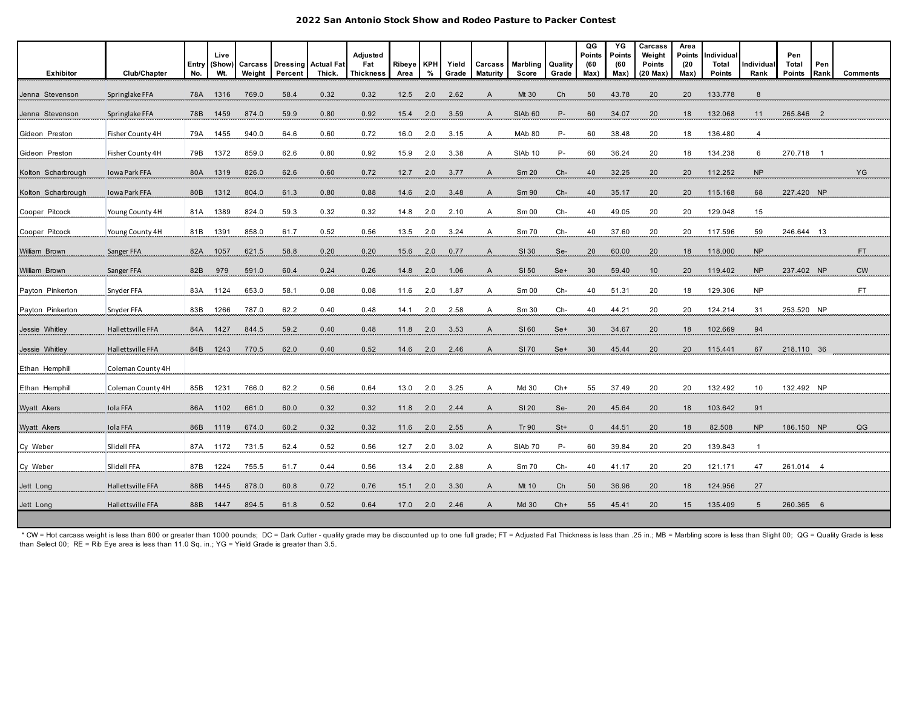## 2022 San Antonio Stock Show and Rodeo Pasture to Packer Contest

| Exhibitor | Club/Chapter | Entry No. | Live (Show) Wt. | Carcass Weight | Dressing Percent | Actual Fat Thick. | Adjusted Fat Thickness | Ribeye Area | KPH % | Yield Grade | Carcass Maturity | Marbling Score | Quality Grade | QG Points (60 Max) | YG Points (60 Max) | Carcass Weight Points (20 Max) | Area Points (20 Max) | Individual Total Points | Individual Rank | Pen Total Points | Pen Rank | Comments |
|---|---|---|---|---|---|---|---|---|---|---|---|---|---|---|---|---|---|---|---|---|---|---|
| Jenna Stevenson | Springlake FFA | 78A | 1316 | 769.0 | 58.4 | 0.32 | 0.32 | 12.5 | 2.0 | 2.62 | A | Mt 30 | Ch | 50 | 43.78 | 20 | 20 | 133.778 | 8 | | | |
| Jenna Stevenson | Springlake FFA | 78B | 1459 | 874.0 | 59.9 | 0.80 | 0.92 | 15.4 | 2.0 | 3.59 | A | SlAb 60 | P- | 60 | 34.07 | 20 | 18 | 132.068 | 11 | 265.846 | 2 | |
| Gideon Preston | Fisher County 4H | 79A | 1455 | 940.0 | 64.6 | 0.60 | 0.72 | 16.0 | 2.0 | 3.15 | A | MAb 80 | P- | 60 | 38.48 | 20 | 18 | 136.480 | 4 | | | |
| Gideon Preston | Fisher County 4H | 79B | 1372 | 859.0 | 62.6 | 0.80 | 0.92 | 15.9 | 2.0 | 3.38 | A | SlAb 10 | P- | 60 | 36.24 | 20 | 18 | 134.238 | 6 | 270.718 | 1 | |
| Kolton Scharbrough | Iowa Park FFA | 80A | 1319 | 826.0 | 62.6 | 0.60 | 0.72 | 12.7 | 2.0 | 3.77 | A | Sm 20 | Ch- | 40 | 32.25 | 20 | 20 | 112.252 | NP | | | YG |
| Kolton Scharbrough | Iowa Park FFA | 80B | 1312 | 804.0 | 61.3 | 0.80 | 0.88 | 14.6 | 2.0 | 3.48 | A | Sm 90 | Ch- | 40 | 35.17 | 20 | 20 | 115.168 | 68 | 227.420 | NP | |
| Cooper Pitcock | Young County 4H | 81A | 1389 | 824.0 | 59.3 | 0.32 | 0.32 | 14.8 | 2.0 | 2.10 | A | Sm 00 | Ch- | 40 | 49.05 | 20 | 20 | 129.048 | 15 | | | |
| Cooper Pitcock | Young County 4H | 81B | 1391 | 858.0 | 61.7 | 0.52 | 0.56 | 13.5 | 2.0 | 3.24 | A | Sm 70 | Ch- | 40 | 37.60 | 20 | 20 | 117.596 | 59 | 246.644 | 13 | |
| William Brown | Sanger FFA | 82A | 1057 | 621.5 | 58.8 | 0.20 | 0.20 | 15.6 | 2.0 | 0.77 | A | Sl 30 | Se- | 20 | 60.00 | 20 | 18 | 118.000 | NP | | | FT |
| William Brown | Sanger FFA | 82B | 979 | 591.0 | 60.4 | 0.24 | 0.26 | 14.8 | 2.0 | 1.06 | A | Sl 50 | Se+ | 30 | 59.40 | 10 | 20 | 119.402 | NP | 237.402 | NP | CW |
| Payton Pinkerton | Snyder FFA | 83A | 1124 | 653.0 | 58.1 | 0.08 | 0.08 | 11.6 | 2.0 | 1.87 | A | Sm 00 | Ch- | 40 | 51.31 | 20 | 18 | 129.306 | NP | | | FT |
| Payton Pinkerton | Snyder FFA | 83B | 1266 | 787.0 | 62.2 | 0.40 | 0.48 | 14.1 | 2.0 | 2.58 | A | Sm 30 | Ch- | 40 | 44.21 | 20 | 20 | 124.214 | 31 | 253.520 | NP | |
| Jessie Whitley | Hallettsville FFA | 84A | 1427 | 844.5 | 59.2 | 0.40 | 0.48 | 11.8 | 2.0 | 3.53 | A | Sl 60 | Se+ | 30 | 34.67 | 20 | 18 | 102.669 | 94 | | | |
| Jessie Whitley | Hallettsville FFA | 84B | 1243 | 770.5 | 62.0 | 0.40 | 0.52 | 14.6 | 2.0 | 2.46 | A | Sl 70 | Se+ | 30 | 45.44 | 20 | 20 | 115.441 | 67 | 218.110 | 36 | |
| Ethan Hemphill | Coleman County 4H | | | | | | | | | | | | | | | | | | | | | |
| Ethan Hemphill | Coleman County 4H | 85B | 1231 | 766.0 | 62.2 | 0.56 | 0.64 | 13.0 | 2.0 | 3.25 | A | Md 30 | Ch+ | 55 | 37.49 | 20 | 20 | 132.492 | 10 | 132.492 | NP | |
| Wyatt Akers | Iola FFA | 86A | 1102 | 661.0 | 60.0 | 0.32 | 0.32 | 11.8 | 2.0 | 2.44 | A | Sl 20 | Se- | 20 | 45.64 | 20 | 18 | 103.642 | 91 | | | |
| Wyatt Akers | Iola FFA | 86B | 1119 | 674.0 | 60.2 | 0.32 | 0.32 | 11.6 | 2.0 | 2.55 | A | Tr 90 | St+ | 0 | 44.51 | 20 | 18 | 82.508 | NP | 186.150 | NP | QG |
| Cy Weber | Slidell FFA | 87A | 1172 | 731.5 | 62.4 | 0.52 | 0.56 | 12.7 | 2.0 | 3.02 | A | SlAb 70 | P- | 60 | 39.84 | 20 | 20 | 139.843 | 1 | | | |
| Cy Weber | Slidell FFA | 87B | 1224 | 755.5 | 61.7 | 0.44 | 0.56 | 13.4 | 2.0 | 2.88 | A | Sm 70 | Ch- | 40 | 41.17 | 20 | 20 | 121.171 | 47 | 261.014 | 4 | |
| Jett Long | Hallettsville FFA | 88B | 1445 | 878.0 | 60.8 | 0.72 | 0.76 | 15.1 | 2.0 | 3.30 | A | Mt 10 | Ch | 50 | 36.96 | 20 | 18 | 124.956 | 27 | | | |
| Jett Long | Hallettsville FFA | 88B | 1447 | 894.5 | 61.8 | 0.52 | 0.64 | 17.0 | 2.0 | 2.46 | A | Md 30 | Ch+ | 55 | 45.41 | 20 | 15 | 135.409 | 5 | 260.365 | 6 | |

* CW = Hot carcass weight is less than 600 or greater than 1000 pounds; DC = Dark Cutter - quality grade may be discounted up to one full grade; FT = Adjusted Fat Thickness is less than .25 in.; MB = Marbling score is less than Slight 00; QG = Quality Grade is less than Select 00; RE = Rib Eye area is less than 11.0 Sq. in.; YG = Yield Grade is greater than 3.5.